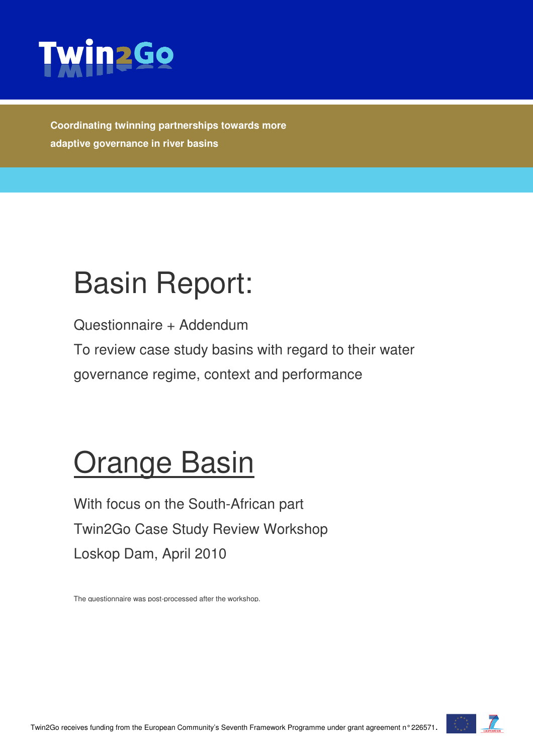Twin2Go

**Coordinating twinning partnerships towards more adaptive governance in river basins**

# Basin Report:

Questionnaire + Addendum

To review case study basins with regard to their water governance regime, context and performance

# Orange Basin

With focus on the South-African part

Twin2Go Case Study Review Workshop

Loskop Dam, April 2010

The questionnaire was post-processed after the workshop.

Twin2Go receives funding from the European Community's Seventh Framework Programme under grant agreement n° 226571.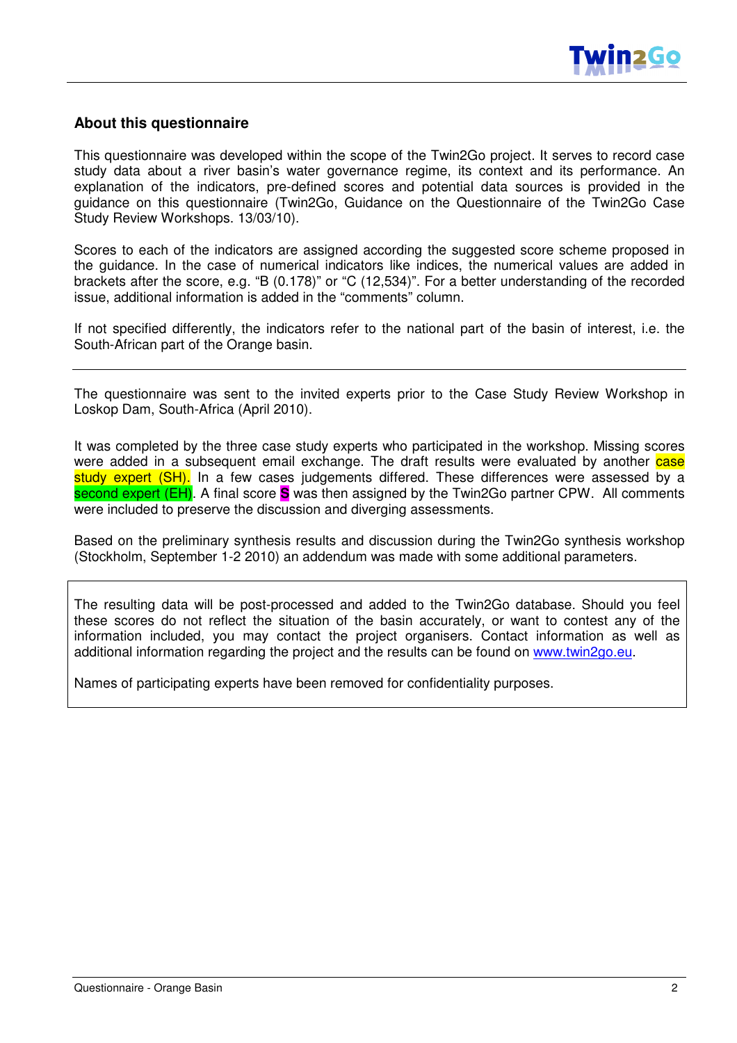## About this questionnaire

This questionnaire was developed within the scope of the Twin2Go project. It serves to record case study data about a river basin's water governance regime, its context and its performance. An explanation of the indicators, pre-defined scores and potential data sources is provided in the guidance on this questionnaire (Twin2Go, Guidance on the Questionnaire of the Twin2Go Case Study Review Workshops. 13/03/10).

Scores to each of the indicators are assigned according the suggested score scheme proposed in the guidance. In the case of numerical indicators like indices, the numerical values are added in brackets after the score, e.g. "B (0.178)" or "C (12,534)". For a better understanding of the recorded issue, additional information is added in the "comments" column.

If not specified differently, the indicators refer to the national part of the basin of interest, i.e. the South-African part of the Orange basin.

---

The questionnaire was sent to the invited experts prior to the Case Study Review Workshop in Loskop Dam, South-Africa (April 2010).

It was completed by the three case study experts who participated in the workshop. Missing scores were added in a subsequent email exchange. The draft results were evaluated by another case study expert (SH). In a few cases judgements differed. These differences were assessed by a second expert (EH). A final score **S** was then assigned by the Twin2Go partner CPW. All comments were included to preserve the discussion and diverging assessments.

Based on the preliminary synthesis results and discussion during the Twin2Go synthesis workshop (Stockholm, September 1-2 2010) an addendum was made with some additional parameters.

---

The resulting data will be post-processed and added to the Twin2Go database. Should you feel these scores do not reflect the situation of the basin accurately, or want to contest any of the information included, you may contact the project organisers. Contact information as well as additional information regarding the project and the results can be found on www.twin2go.eu.

Names of participating experts have been removed for confidentiality purposes.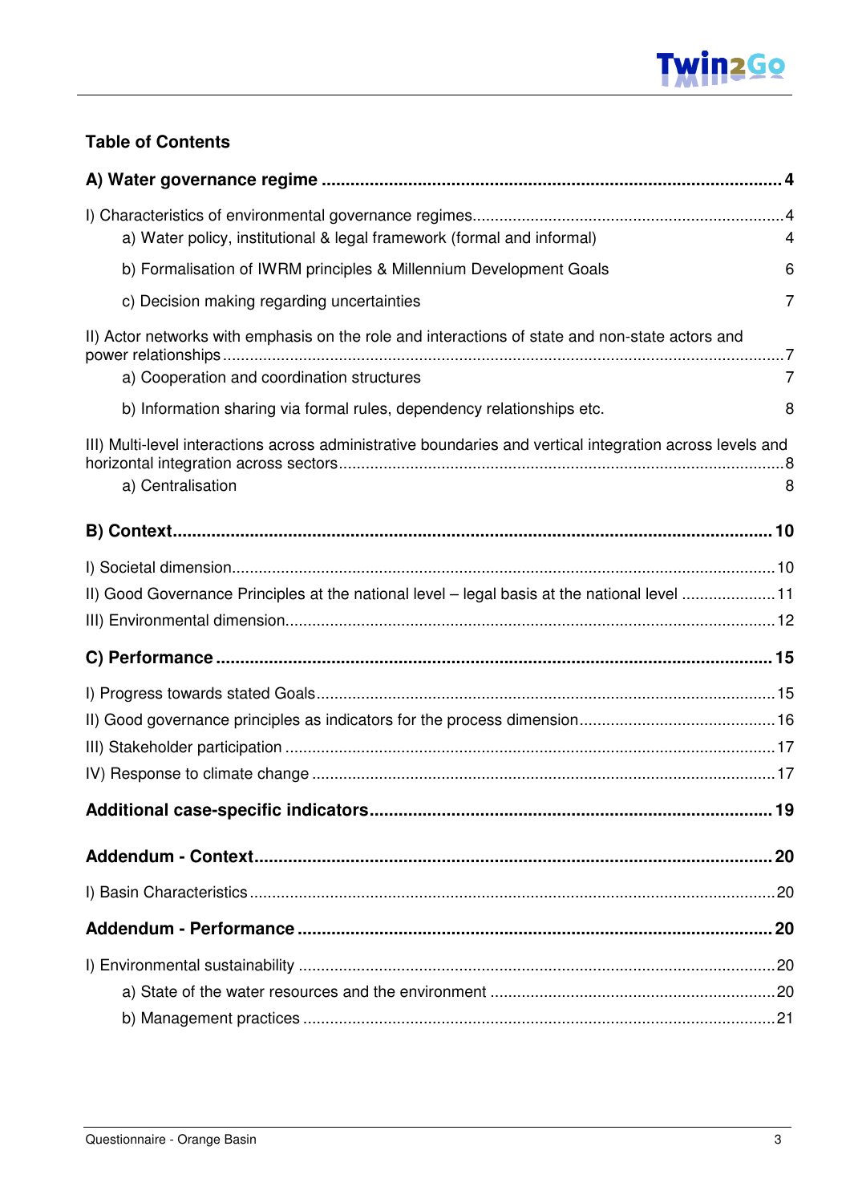## Table of Contents

**A) Water governance regime** ..... **4**

I) Characteristics of environmental governance regimes ..... 4

- a) Water policy, institutional & legal framework (formal and informal) 4
- b) Formalisation of IWRM principles & Millennium Development Goals 6
- c) Decision making regarding uncertainties 7

II) Actor networks with emphasis on the role and interactions of state and non-state actors and power relationships ..... 7

- a) Cooperation and coordination structures 7
- b) Information sharing via formal rules, dependency relationships etc. 8

III) Multi-level interactions across administrative boundaries and vertical integration across levels and horizontal integration across sectors ..... 8

- a) Centralisation 8

**B) Context** ..... **10**

I) Societal dimension ..... 10

II) Good Governance Principles at the national level – legal basis at the national level ..... 11

III) Environmental dimension ..... 12

**C) Performance** ..... **15**

I) Progress towards stated Goals ..... 15

II) Good governance principles as indicators for the process dimension ..... 16

III) Stakeholder participation ..... 17

IV) Response to climate change ..... 17

**Additional case-specific indicators** ..... **19**

**Addendum - Context** ..... **20**

I) Basin Characteristics ..... 20

**Addendum - Performance** ..... **20**

I) Environmental sustainability ..... 20

- a) State of the water resources and the environment ..... 20
- b) Management practices ..... 21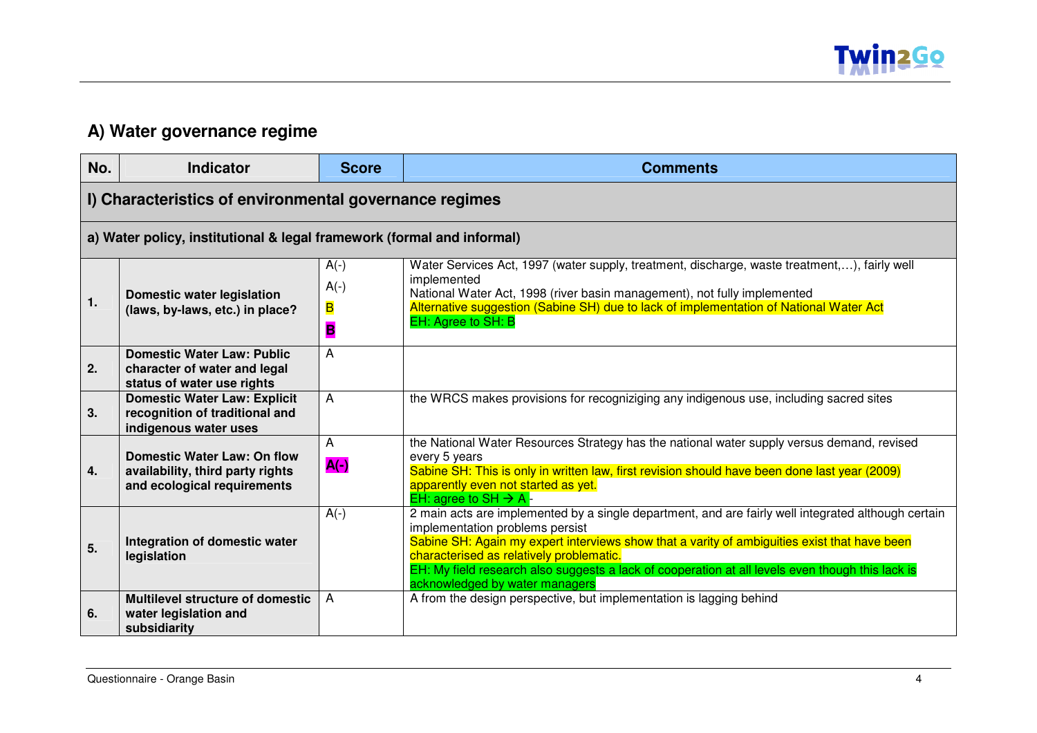## A) Water governance regime

| No. | Indicator | Score | Comments |
|---|---|---|---|
| **I) Characteristics of environmental governance regimes** | | | |
| **a) Water policy, institutional & legal framework (formal and informal)** | | | |
| **1.** | **Domestic water legislation (laws, by-laws, etc.) in place?** | A(-)<br>A(-)<br>B<br>**B** | Water Services Act, 1997 (water supply, treatment, discharge, waste treatment,…), fairly well implemented<br>National Water Act, 1998 (river basin management), not fully implemented<br>Alternative suggestion (Sabine SH) due to lack of implementation of National Water Act<br>EH: Agree to SH: B |
| **2.** | **Domestic Water Law: Public character of water and legal status of water use rights** | A | |
| **3.** | **Domestic Water Law: Explicit recognition of traditional and indigenous water uses** | A | the WRCS makes provisions for recognizigning any indigenous use, including sacred sites |
| **4.** | **Domestic Water Law: On flow availability, third party rights and ecological requirements** | A<br>**A(-)** | the National Water Resources Strategy has the national water supply versus demand, revised every 5 years<br>Sabine SH: This is only in written law, first revision should have been done last year (2009) apparently even not started as yet.<br>EH: agree to SH → A - |
| **5.** | **Integration of domestic water legislation** | A(-) | 2 main acts are implemented by a single department, and are fairly well integrated although certain implementation problems persist<br>Sabine SH: Again my expert interviews show that a varity of ambiguities exist that have been characterised as relatively problematic.<br>EH: My field research also suggests a lack of cooperation at all levels even though this lack is acknowledged by water managers |
| **6.** | **Multilevel structure of domestic water legislation and subsidiarity** | A | A from the design perspective, but implementation is lagging behind |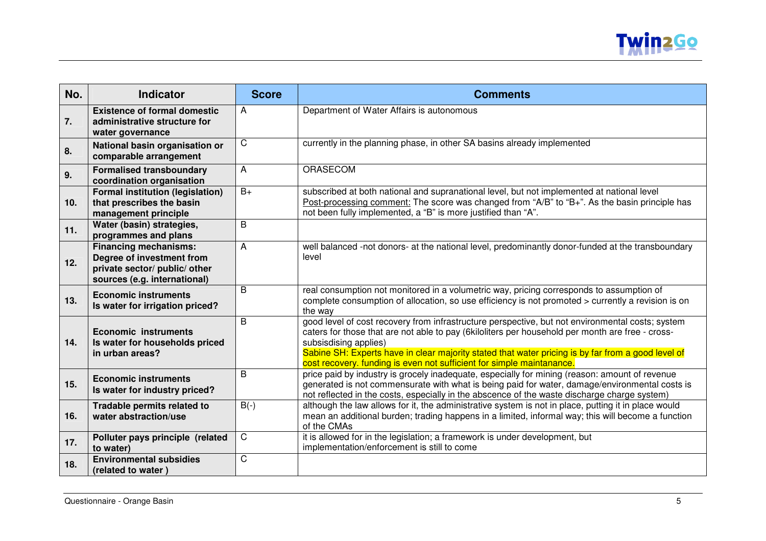| No. | Indicator | Score | Comments |
|---|---|---|---|
| **7.** | **Existence of formal domestic administrative structure for water governance** | A | Department of Water Affairs is autonomous |
| **8.** | **National basin organisation or comparable arrangement** | C | currently in the planning phase, in other SA basins already implemented |
| **9.** | **Formalised transboundary coordination organisation** | A | ORASECOM |
| **10.** | **Formal institution (legislation) that prescribes the basin management principle** | B+ | subscribed at both national and supranational level, but not implemented at national level Post-processing comment: The score was changed from "A/B" to "B+". As the basin principle has not been fully implemented, a "B" is more justified than "A". |
| **11.** | **Water (basin) strategies, programmes and plans** | B | |
| **12.** | **Financing mechanisms: Degree of investment from private sector/ public/ other sources (e.g. international)** | A | well balanced -not donors- at the national level, predominantly donor-funded at the transboundary level |
| **13.** | **Economic instruments Is water for irrigation priced?** | B | real consumption not monitored in a volumetric way, pricing corresponds to assumption of complete consumption of allocation, so use efficiency is not promoted > currently a revision is on the way |
| **14.** | **Economic instruments Is water for households priced in urban areas?** | B | good level of cost recovery from infrastructure perspective, but not environmental costs; system caters for those that are not able to pay (6kiloliters per household per month are free - cross-subsisdising applies) Sabine SH: Experts have in clear majority stated that water pricing is by far from a good level of cost recovery. funding is even not sufficient for simple maintanance. |
| **15.** | **Economic instruments Is water for industry priced?** | B | price paid by industry is grocely inadequate, especially for mining (reason: amount of revenue generated is not commensurate with what is being paid for water, damage/environmental costs is not reflected in the costs, especially in the abscence of the waste discharge charge system) |
| **16.** | **Tradable permits related to water abstraction/use** | B(-) | although the law allows for it, the administrative system is not in place, putting it in place would mean an additional burden; trading happens in a limited, informal way; this will become a function of the CMAs |
| **17.** | **Polluter pays principle (related to water)** | C | it is allowed for in the legislation; a framework is under development, but implementation/enforcement is still to come |
| **18.** | **Environmental subsidies (related to water )** | C | |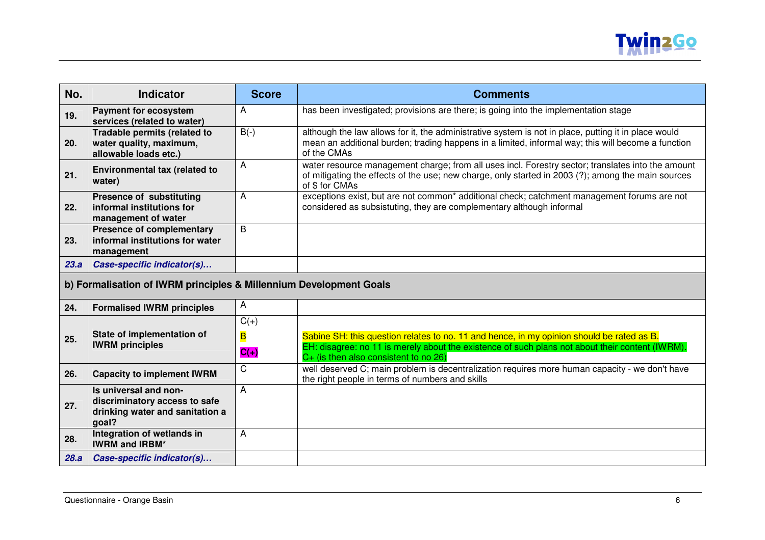| No. | Indicator | Score | Comments |
|---|---|---|---|
| **19.** | **Payment for ecosystem services (related to water)** | A | has been investigated; provisions are there; is going into the implementation stage |
| **20.** | **Tradable permits (related to water quality, maximum, allowable loads etc.)** | B(-) | although the law allows for it, the administrative system is not in place, putting it in place would mean an additional burden; trading happens in a limited, informal way; this will become a function of the CMAs |
| **21.** | **Environmental tax (related to water)** | A | water resource management charge; from all uses incl. Forestry sector; translates into the amount of mitigating the effects of the use; new charge, only started in 2003 (?); among the main sources of $ for CMAs |
| **22.** | **Presence of substituting informal institutions for management of water** | A | exceptions exist, but are not common* additional check; catchment management forums are not considered as subsistuting, they are complementary although informal |
| **23.** | **Presence of complementary informal institutions for water management** | B | |
| ***23.a*** | ***Case-specific indicator(s)…*** | | |
| **b) Formalisation of IWRM principles & Millennium Development Goals** | | | |
| **24.** | **Formalised IWRM principles** | A | |
| **25.** | **State of implementation of IWRM principles** | C(+)<br>B<br>**C(+)** | Sabine SH: this question relates to no. 11 and hence, in my opinion should be rated as B.<br>EH: disagree: no 11 is merely about the existence of such plans not about their content (IWRM). C+ (is then also consistent to no 26) |
| **26.** | **Capacity to implement IWRM** | C | well deserved C; main problem is decentralization requires more human capacity - we don't have the right people in terms of numbers and skills |
| **27.** | **Is universal and non-discriminatory access to safe drinking water and sanitation a goal?** | A | |
| **28.** | **Integration of wetlands in IWRM and IRBM*** | A | |
| ***28.a*** | ***Case-specific indicator(s)…*** | | |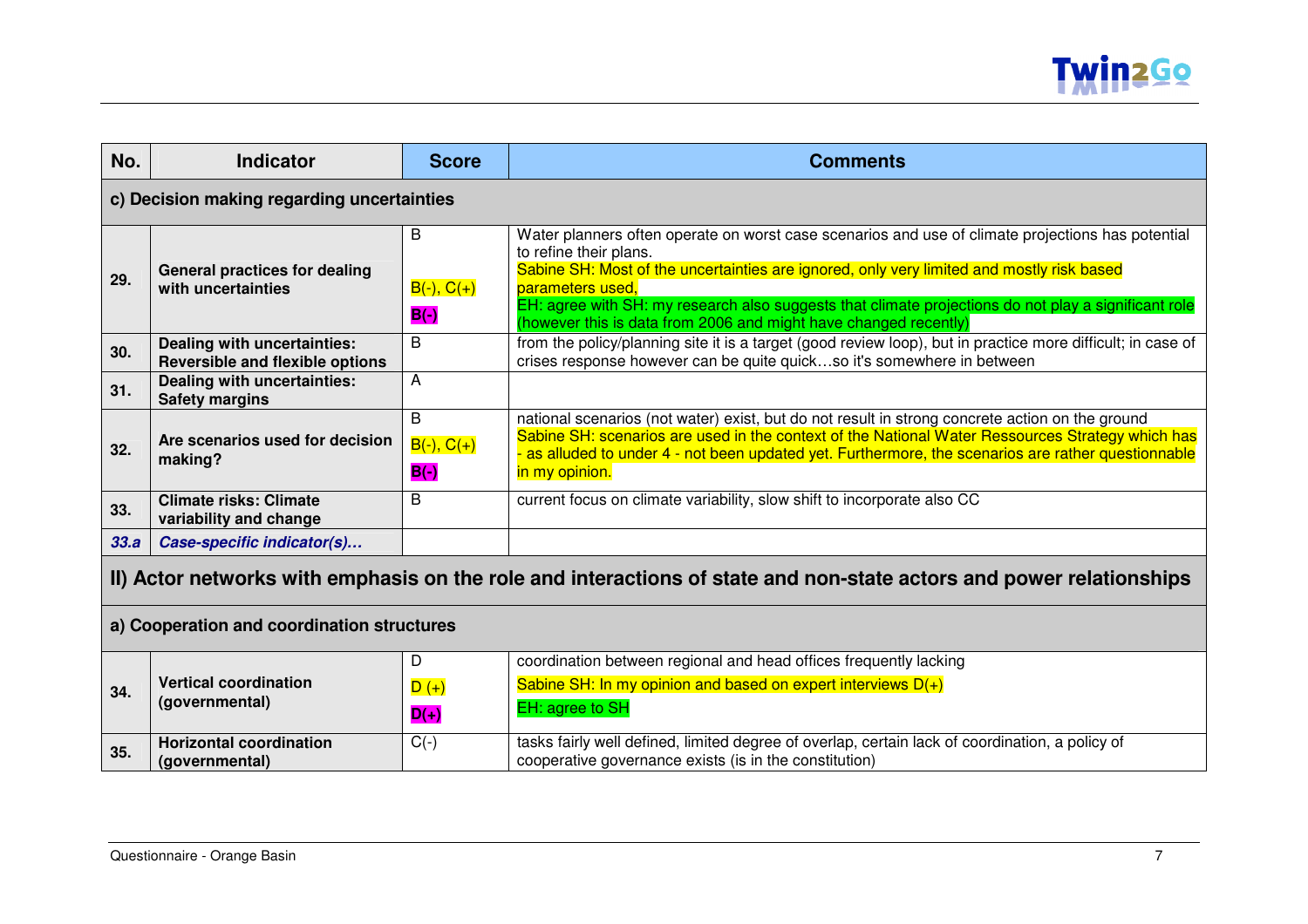| No. | Indicator | Score | Comments |
|---|---|---|---|
| **c) Decision making regarding uncertainties** | | | |
| **29.** | **General practices for dealing with uncertainties** | B<br>B(-), C(+)<br>**B(-)** | Water planners often operate on worst case scenarios and use of climate projections has potential to refine their plans.<br>Sabine SH: Most of the uncertainties are ignored, only very limited and mostly risk based parameters used,<br>EH: agree with SH: my research also suggests that climate projections do not play a significant role (however this is data from 2006 and might have changed recently) |
| **30.** | **Dealing with uncertainties: Reversible and flexible options** | B | from the policy/planning site it is a target (good review loop), but in practice more difficult; in case of crises response however can be quite quick…so it's somewhere in between |
| **31.** | **Dealing with uncertainties: Safety margins** | A | |
| **32.** | **Are scenarios used for decision making?** | B<br>B(-), C(+)<br>**B(-)** | national scenarios (not water) exist, but do not result in strong concrete action on the ground<br>Sabine SH: scenarios are used in the context of the National Water Ressources Strategy which has - as alluded to under 4 - not been updated yet. Furthermore, the scenarios are rather questionnable in my opinion. |
| **33.** | **Climate risks: Climate variability and change** | B | current focus on climate variability, slow shift to incorporate also CC |
| ***33.a*** | ***Case-specific indicator(s)…*** | | |
| **II) Actor networks with emphasis on the role and interactions of state and non-state actors and power relationships** | | | |
| **a) Cooperation and coordination structures** | | | |
| **34.** | **Vertical coordination (governmental)** | D<br>D (+)<br>**D(+)** | coordination between regional and head offices frequently lacking<br>Sabine SH: In my opinion and based on expert interviews D(+)<br>EH: agree to SH |
| **35.** | **Horizontal coordination (governmental)** | C(-) | tasks fairly well defined, limited degree of overlap, certain lack of coordination, a policy of cooperative governance exists (is in the constitution) |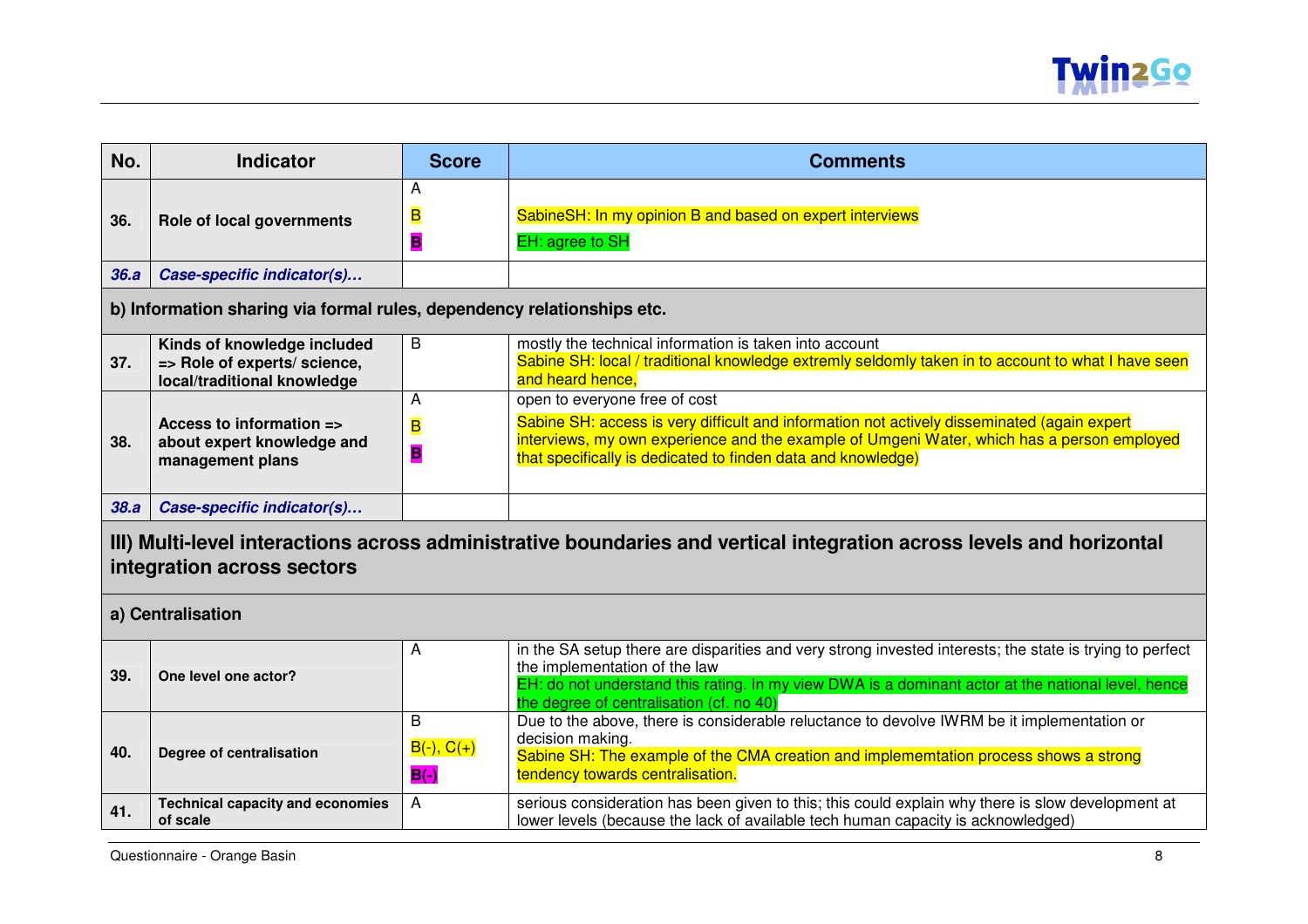| No. | Indicator | Score | Comments |
|---|---|---|---|
| **36.** | **Role of local governments** | A<br>B<br>**B** | SabineSH: In my opinion B and based on expert interviews<br>EH: agree to SH |
| ***36.a*** | ***Case-specific indicator(s)…*** | | |
| **b) Information sharing via formal rules, dependency relationships etc.** | | | |
| **37.** | **Kinds of knowledge included => Role of experts/ science, local/traditional knowledge** | B | mostly the technical information is taken into account<br>Sabine SH: local / traditional knowledge extremly seldomly taken in to account to what I have seen and heard hence, |
| **38.** | **Access to information => about expert knowledge and management plans** | A<br>B<br>**B** | open to everyone free of cost<br>Sabine SH: access is very difficult and information not actively disseminated (again expert interviews, my own experience and the example of Umgeni Water, which has a person employed that specifically is dedicated to finden data and knowledge) |
| ***38.a*** | ***Case-specific indicator(s)…*** | | |
| **III) Multi-level interactions across administrative boundaries and vertical integration across levels and horizontal integration across sectors** | | | |
| **a) Centralisation** | | | |
| **39.** | **One level one actor?** | A | in the SA setup there are disparities and very strong invested interests; the state is trying to perfect the implementation of the law<br>EH: do not understand this rating. In my view DWA is a dominant actor at the national level, hence the degree of centralisation (cf. no 40) |
| **40.** | **Degree of centralisation** | B<br>B(-), C(+)<br>**B(-)** | Due to the above, there is considerable reluctance to devolve IWRM be it implementation or decision making.<br>Sabine SH: The example of the CMA creation and implememtation process shows a strong tendency towards centralisation. |
| **41.** | **Technical capacity and economies of scale** | A | serious consideration has been given to this; this could explain why there is slow development at lower levels (because the lack of available tech human capacity is acknowledged) |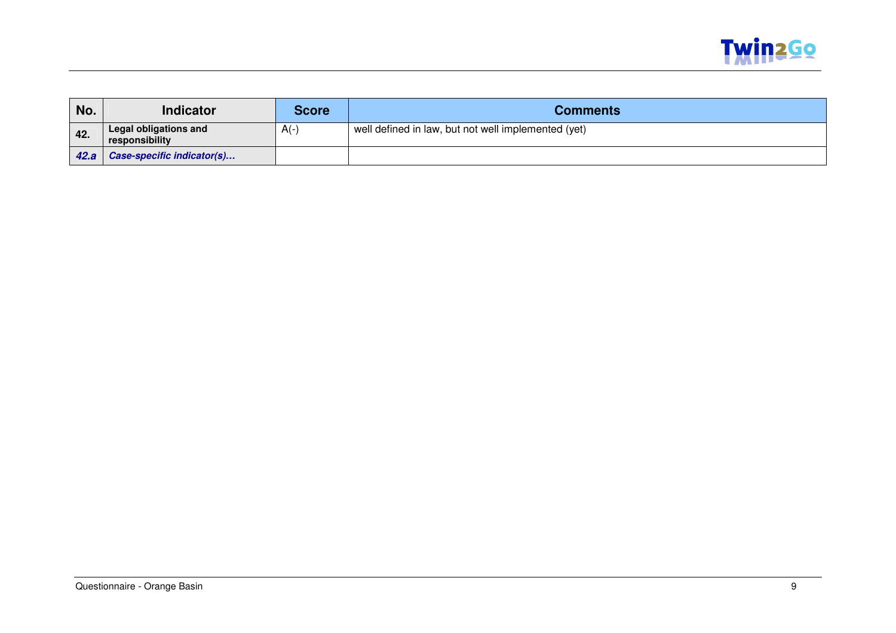| No. | Indicator | Score | Comments |
|---|---|---|---|
| **42.** | **Legal obligations and responsibility** | A(-) | well defined in law, but not well implemented (yet) |
| ***42.a*** | ***Case-specific indicator(s)…*** | | |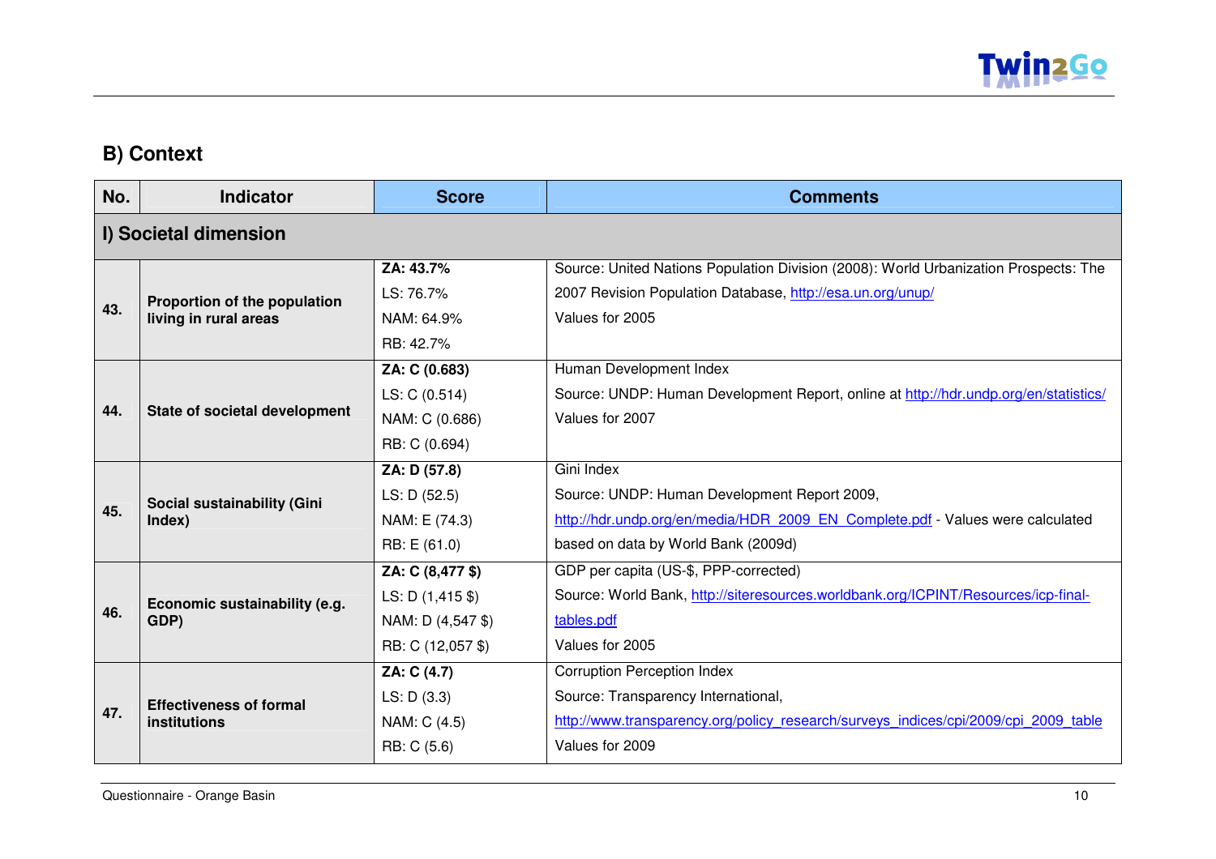## B) Context

| No. | Indicator | Score | Comments |
|---|---|---|---|
| **I) Societal dimension** | | | |
| **43.** | **Proportion of the population living in rural areas** | **ZA: 43.7%**<br>LS: 76.7%<br>NAM: 64.9%<br>RB: 42.7% | Source: United Nations Population Division (2008): World Urbanization Prospects: The 2007 Revision Population Database, http://esa.un.org/unup/<br>Values for 2005 |
| **44.** | **State of societal development** | **ZA: C (0.683)**<br>LS: C (0.514)<br>NAM: C (0.686)<br>RB: C (0.694) | Human Development Index<br>Source: UNDP: Human Development Report, online at http://hdr.undp.org/en/statistics/<br>Values for 2007 |
| **45.** | **Social sustainability (Gini Index)** | **ZA: D (57.8)**<br>LS: D (52.5)<br>NAM: E (74.3)<br>RB: E (61.0) | Gini Index<br>Source: UNDP: Human Development Report 2009,<br>http://hdr.undp.org/en/media/HDR_2009_EN_Complete.pdf - Values were calculated based on data by World Bank (2009d) |
| **46.** | **Economic sustainability (e.g. GDP)** | **ZA: C (8,477 $)**<br>LS: D (1,415 $)<br>NAM: D (4,547 $)<br>RB: C (12,057 $) | GDP per capita (US-$, PPP-corrected)<br>Source: World Bank, http://siteresources.worldbank.org/ICPINT/Resources/icp-final-tables.pdf<br>Values for 2005 |
| **47.** | **Effectiveness of formal institutions** | **ZA: C (4.7)**<br>LS: D (3.3)<br>NAM: C (4.5)<br>RB: C (5.6) | Corruption Perception Index<br>Source: Transparency International,<br>http://www.transparency.org/policy_research/surveys_indices/cpi/2009/cpi_2009_table<br>Values for 2009 |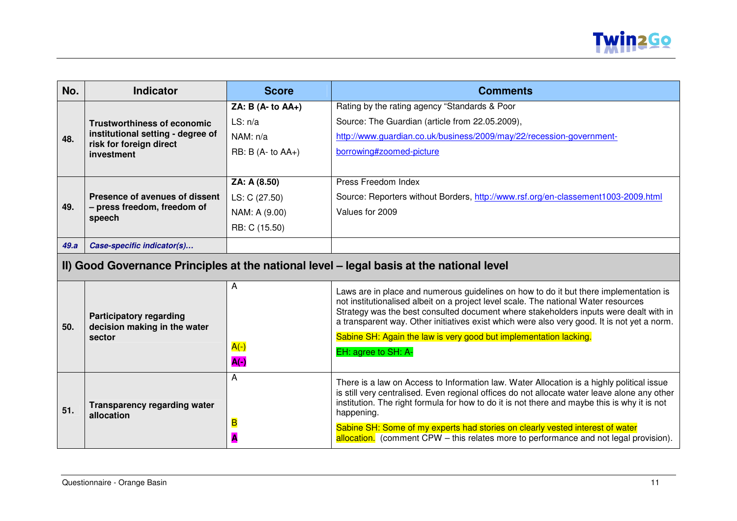| No. | Indicator | Score | Comments |
|---|---|---|---|
| 48. | **Trustworthiness of economic institutional setting - degree of risk for foreign direct investment** | **ZA: B (A- to AA+)**<br>LS: n/a<br>NAM: n/a<br>RB: B (A- to AA+) | Rating by the rating agency “Standards & Poor<br>Source: The Guardian (article from 22.05.2009),<br>http://www.guardian.co.uk/business/2009/may/22/recession-government-borrowing#zoomed-picture |
| 49. | **Presence of avenues of dissent – press freedom, freedom of speech** | **ZA: A (8.50)**<br>LS: C (27.50)<br>NAM: A (9.00)<br>RB: C (15.50) | Press Freedom Index<br>Source: Reporters without Borders, http://www.rsf.org/en-classement1003-2009.html<br>Values for 2009 |
| ***49.a*** | ***Case-specific indicator(s)…*** | | |
| **II) Good Governance Principles at the national level – legal basis at the national level** | | | |
| 50. | **Participatory regarding decision making in the water sector** | A<br>A(-)<br>**A(-)** | Laws are in place and numerous guidelines on how to do it but there implementation is not institutionalised albeit on a project level scale. The national Water resources Strategy was the best consulted document where stakeholders inputs were dealt with in a transparent way. Other initiatives exist which were also very good. It is not yet a norm.<br>Sabine SH: Again the law is very good but implementation lacking.<br>EH: agree to SH: A- |
| 51. | **Transparency regarding water allocation** | A<br>B<br>**A** | There is a law on Access to Information law. Water Allocation is a highly political issue is still very centralised. Even regional offices do not allocate water leave alone any other institution. The right formula for how to do it is not there and maybe this is why it is not happening.<br>Sabine SH: Some of my experts had stories on clearly vested interest of water allocation. (comment CPW – this relates more to performance and not legal provision). |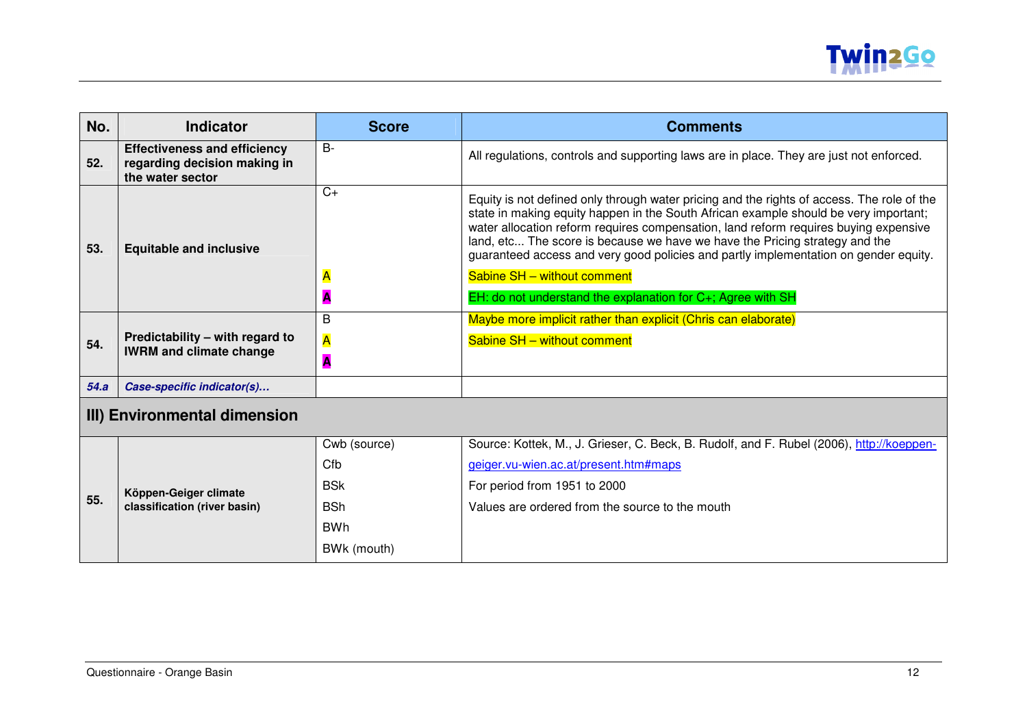| No. | Indicator | Score | Comments |
|---|---|---|---|
| **52.** | **Effectiveness and efficiency regarding decision making in the water sector** | B- | All regulations, controls and supporting laws are in place. They are just not enforced. |
| **53.** | **Equitable and inclusive** | C+ | Equity is not defined only through water pricing and the rights of access. The role of the state in making equity happen in the South African example should be very important; water allocation reform requires compensation, land reform requires buying expensive land, etc... The score is because we have we have the Pricing strategy and the guaranteed access and very good policies and partly implementation on gender equity. |
| | | A | Sabine SH – without comment |
| | | **A** | EH: do not understand the explanation for C+; Agree with SH |
| **54.** | **Predictability – with regard to IWRM and climate change** | B | Maybe more implicit rather than explicit (Chris can elaborate) |
| | | A | Sabine SH – without comment |
| | | **A** | |
| ***54.a*** | ***Case-specific indicator(s)…*** | | |
| **III) Environmental dimension** | | | |
| **55.** | **Köppen-Geiger climate classification (river basin)** | Cwb (source) | Source: Kottek, M., J. Grieser, C. Beck, B. Rudolf, and F. Rubel (2006), http://koeppen-geiger.vu-wien.ac.at/present.htm#maps |
| | | Cfb | For period from 1951 to 2000 |
| | | BSk | Values are ordered from the source to the mouth |
| | | BSh | |
| | | BWh | |
| | | BWk (mouth) | |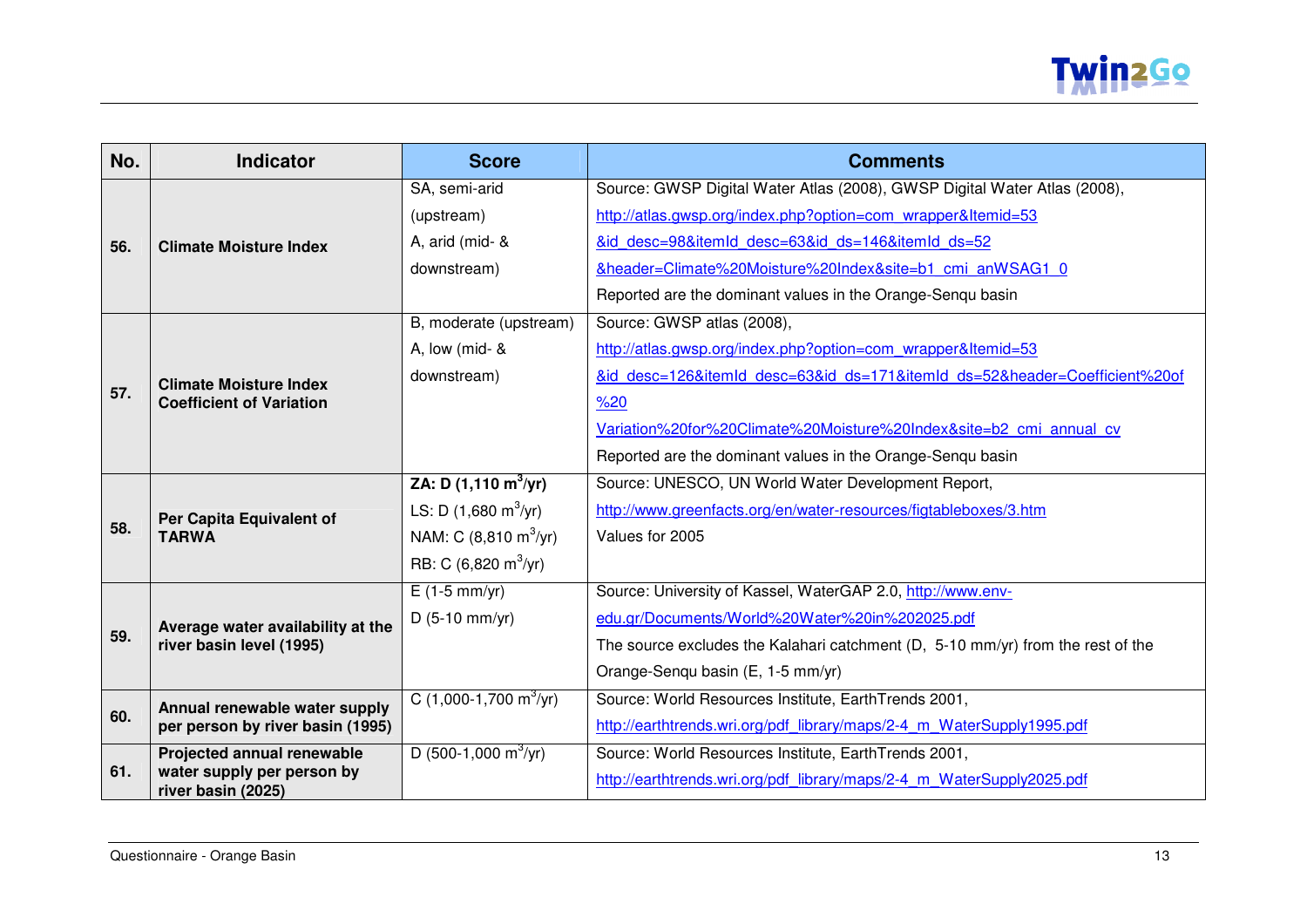| No. | Indicator | Score | Comments |
|---|---|---|---|
| 56. | **Climate Moisture Index** | SA, semi-arid (upstream)<br>A, arid (mid- & downstream) | Source: GWSP Digital Water Atlas (2008), GWSP Digital Water Atlas (2008), http://atlas.gwsp.org/index.php?option=com_wrapper&Itemid=53&id_desc=98&itemId_desc=63&id_ds=146&itemId_ds=52&header=Climate%20Moisture%20Index&site=b1_cmi_anWSAG1_0<br>Reported are the dominant values in the Orange-Senqu basin |
| 57. | **Climate Moisture Index Coefficient of Variation** | B, moderate (upstream)<br>A, low (mid- & downstream) | Source: GWSP atlas (2008), http://atlas.gwsp.org/index.php?option=com_wrapper&Itemid=53&id_desc=126&itemId_desc=63&id_ds=171&itemId_ds=52&header=Coefficient%20of%20Variation%20for%20Climate%20Moisture%20Index&site=b2_cmi_annual_cv<br>Reported are the dominant values in the Orange-Senqu basin |
| 58. | **Per Capita Equivalent of TARWA** | **ZA: D (1,110 $m^3$/yr)**<br>LS: D (1,680 $m^3$/yr)<br>NAM: C (8,810 $m^3$/yr)<br>RB: C (6,820 $m^3$/yr) | Source: UNESCO, UN World Water Development Report, http://www.greenfacts.org/en/water-resources/figtableboxes/3.htm<br>Values for 2005 |
| 59. | **Average water availability at the river basin level (1995)** | E (1-5 mm/yr)<br>D (5-10 mm/yr) | Source: University of Kassel, WaterGAP 2.0, http://www.env-edu.gr/Documents/World%20Water%20in%202025.pdf<br>The source excludes the Kalahari catchment (D, 5-10 mm/yr) from the rest of the Orange-Senqu basin (E, 1-5 mm/yr) |
| 60. | **Annual renewable water supply per person by river basin (1995)** | C (1,000-1,700 $m^3$/yr) | Source: World Resources Institute, EarthTrends 2001, http://earthtrends.wri.org/pdf_library/maps/2-4_m_WaterSupply1995.pdf |
| 61. | **Projected annual renewable water supply per person by river basin (2025)** | D (500-1,000 $m^3$/yr) | Source: World Resources Institute, EarthTrends 2001, http://earthtrends.wri.org/pdf_library/maps/2-4_m_WaterSupply2025.pdf |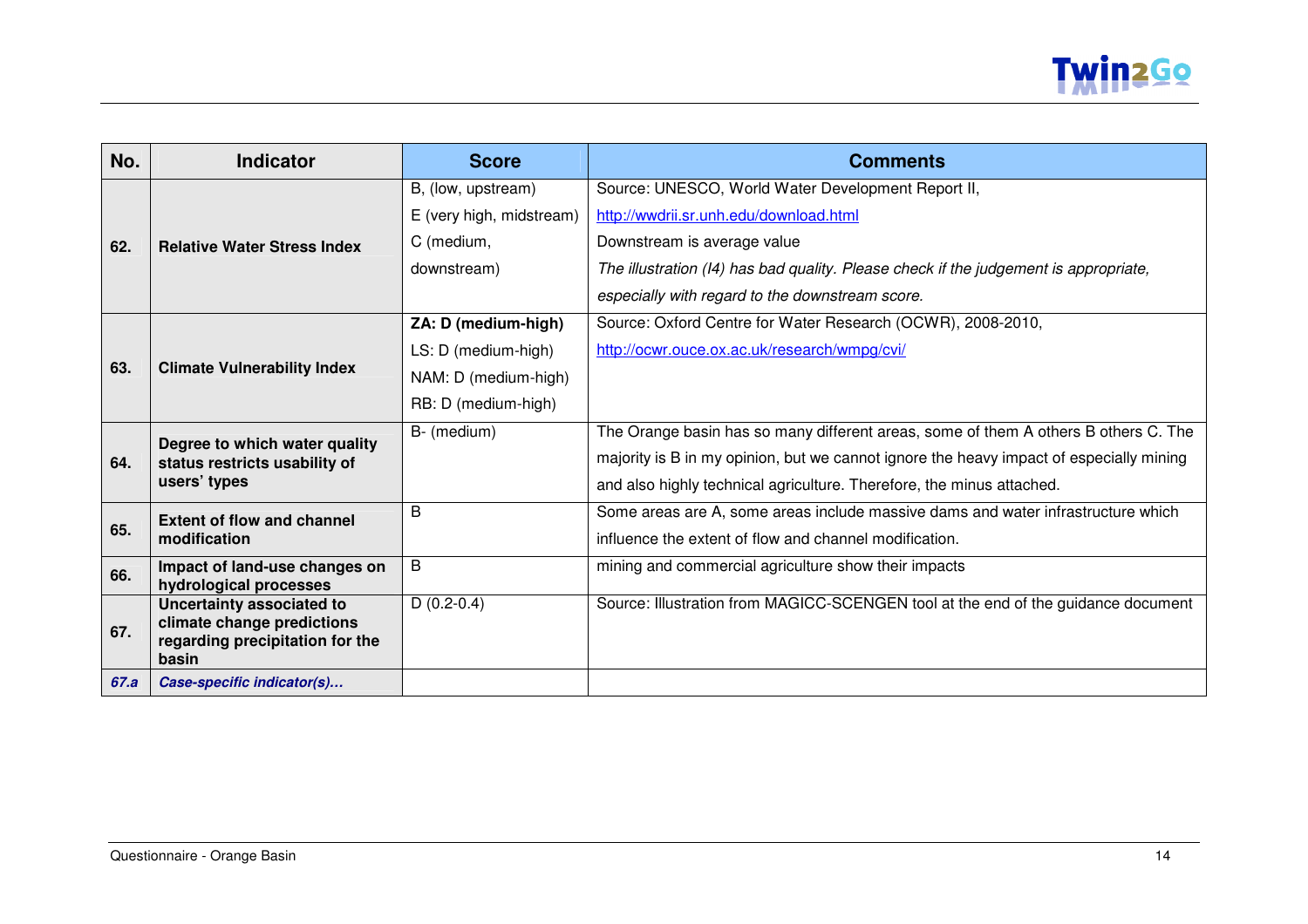| No. | Indicator | Score | Comments |
|---|---|---|---|
| 62. | **Relative Water Stress Index** | B, (low, upstream)<br>E (very high, midstream)<br>C (medium, downstream) | Source: UNESCO, World Water Development Report II, http://wwdrii.sr.unh.edu/download.html<br>Downstream is average value<br>*The illustration (I4) has bad quality. Please check if the judgement is appropriate, especially with regard to the downstream score.* |
| 63. | **Climate Vulnerability Index** | **ZA: D (medium-high)**<br>LS: D (medium-high)<br>NAM: D (medium-high)<br>RB: D (medium-high) | Source: Oxford Centre for Water Research (OCWR), 2008-2010, http://ocwr.ouce.ox.ac.uk/research/wmpg/cvi/ |
| 64. | **Degree to which water quality status restricts usability of users' types** | B- (medium) | The Orange basin has so many different areas, some of them A others B others C. The majority is B in my opinion, but we cannot ignore the heavy impact of especially mining and also highly technical agriculture. Therefore, the minus attached. |
| 65. | **Extent of flow and channel modification** | B | Some areas are A, some areas include massive dams and water infrastructure which influence the extent of flow and channel modification. |
| 66. | **Impact of land-use changes on hydrological processes** | B | mining and commercial agriculture show their impacts |
| 67. | **Uncertainty associated to climate change predictions regarding precipitation for the basin** | D (0.2-0.4) | Source: Illustration from MAGICC-SCENGEN tool at the end of the guidance document |
| ***67.a*** | ***Case-specific indicator(s)…*** | | |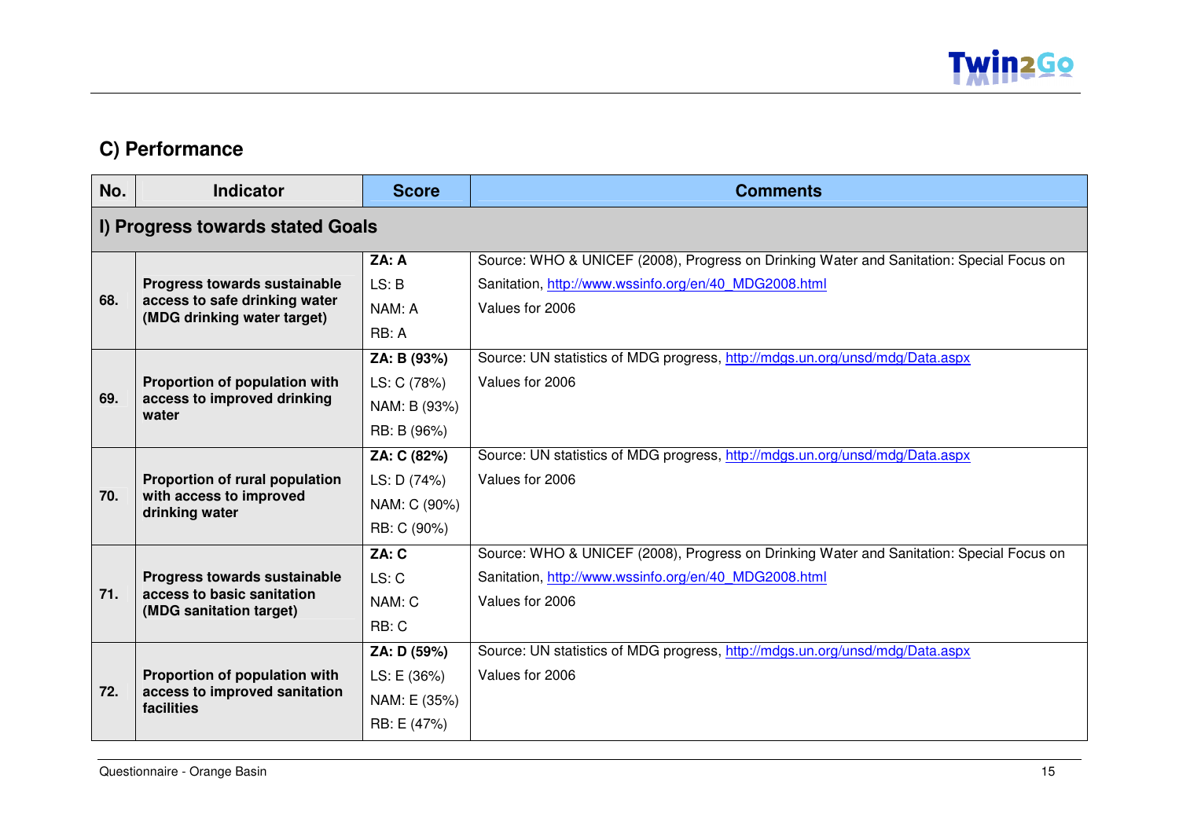## C) Performance

| No. | Indicator | Score | Comments |
|---|---|---|---|
| **I) Progress towards stated Goals** | | | |
| 68. | **Progress towards sustainable access to safe drinking water (MDG drinking water target)** | **ZA: A**<br>LS: B<br>NAM: A<br>RB: A | Source: WHO & UNICEF (2008), Progress on Drinking Water and Sanitation: Special Focus on Sanitation, http://www.wssinfo.org/en/40_MDG2008.html<br>Values for 2006 |
| 69. | **Proportion of population with access to improved drinking water** | **ZA: B (93%)**<br>LS: C (78%)<br>NAM: B (93%)<br>RB: B (96%) | Source: UN statistics of MDG progress, http://mdgs.un.org/unsd/mdg/Data.aspx<br>Values for 2006 |
| 70. | **Proportion of rural population with access to improved drinking water** | **ZA: C (82%)**<br>LS: D (74%)<br>NAM: C (90%)<br>RB: C (90%) | Source: UN statistics of MDG progress, http://mdgs.un.org/unsd/mdg/Data.aspx<br>Values for 2006 |
| 71. | **Progress towards sustainable access to basic sanitation (MDG sanitation target)** | **ZA: C**<br>LS: C<br>NAM: C<br>RB: C | Source: WHO & UNICEF (2008), Progress on Drinking Water and Sanitation: Special Focus on Sanitation, http://www.wssinfo.org/en/40_MDG2008.html<br>Values for 2006 |
| 72. | **Proportion of population with access to improved sanitation facilities** | **ZA: D (59%)**<br>LS: E (36%)<br>NAM: E (35%)<br>RB: E (47%) | Source: UN statistics of MDG progress, http://mdgs.un.org/unsd/mdg/Data.aspx<br>Values for 2006 |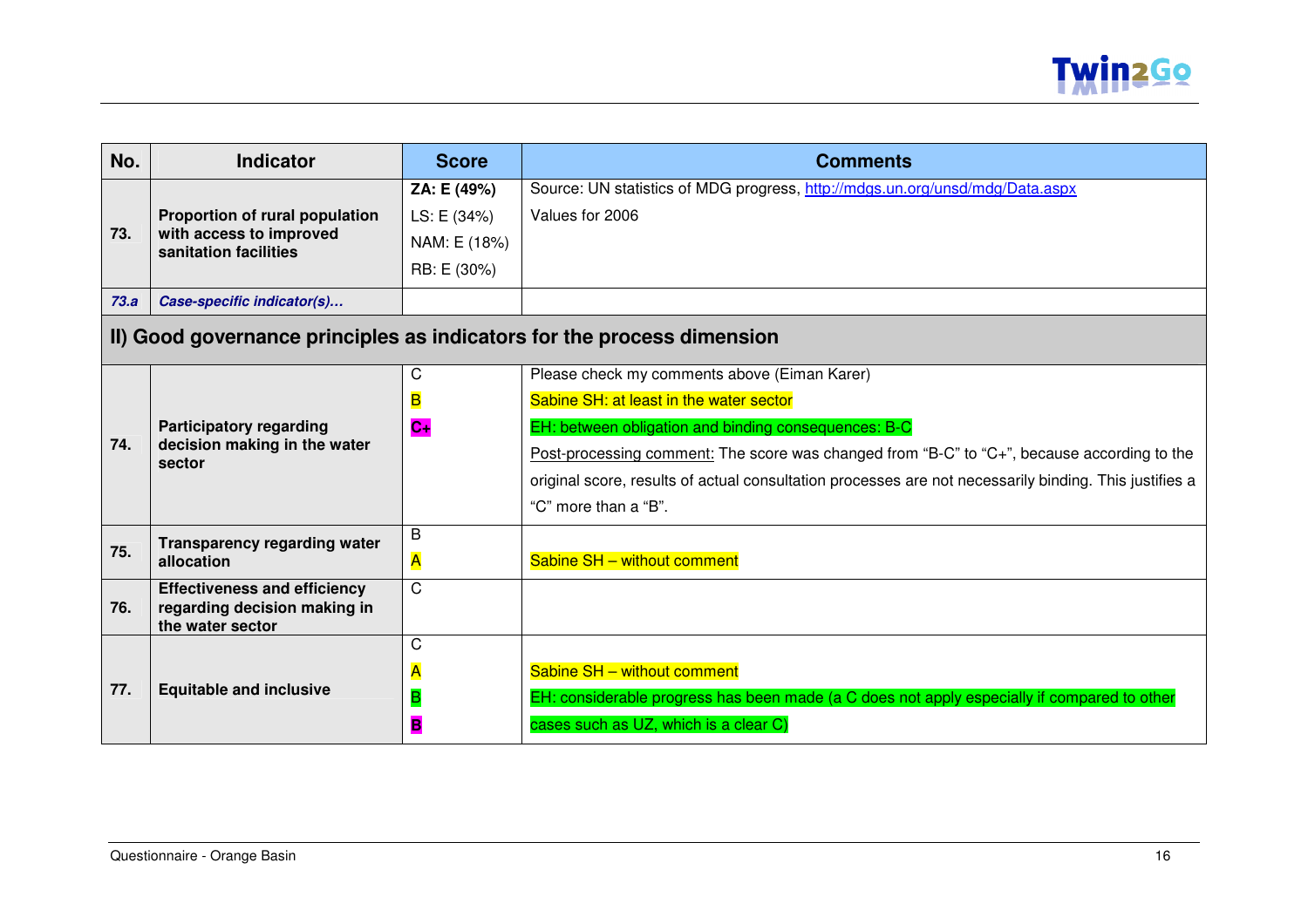| No. | Indicator | Score | Comments |
|---|---|---|---|
| 73. | **Proportion of rural population with access to improved sanitation facilities** | **ZA: E (49%)**<br>LS: E (34%)<br>NAM: E (18%)<br>RB: E (30%) | Source: UN statistics of MDG progress, http://mdgs.un.org/unsd/mdg/Data.aspx<br>Values for 2006 |
| ***73.a*** | ***Case-specific indicator(s)…*** | | |
| **II) Good governance principles as indicators for the process dimension** | | | |
| 74. | **Participatory regarding decision making in the water sector** | C<br>B<br>**C+** | Please check my comments above (Eiman Karer)<br>Sabine SH: at least in the water sector<br>EH: between obligation and binding consequences: B-C<br>Post-processing comment: The score was changed from "B-C" to "C+", because according to the original score, results of actual consultation processes are not necessarily binding. This justifies a "C" more than a "B". |
| 75. | **Transparency regarding water allocation** | B<br>A | Sabine SH – without comment |
| 76. | **Effectiveness and efficiency regarding decision making in the water sector** | C | |
| 77. | **Equitable and inclusive** | C<br>A<br>B<br>**B** | Sabine SH – without comment<br>EH: considerable progress has been made (a C does not apply especially if compared to other cases such as UZ, which is a clear C) |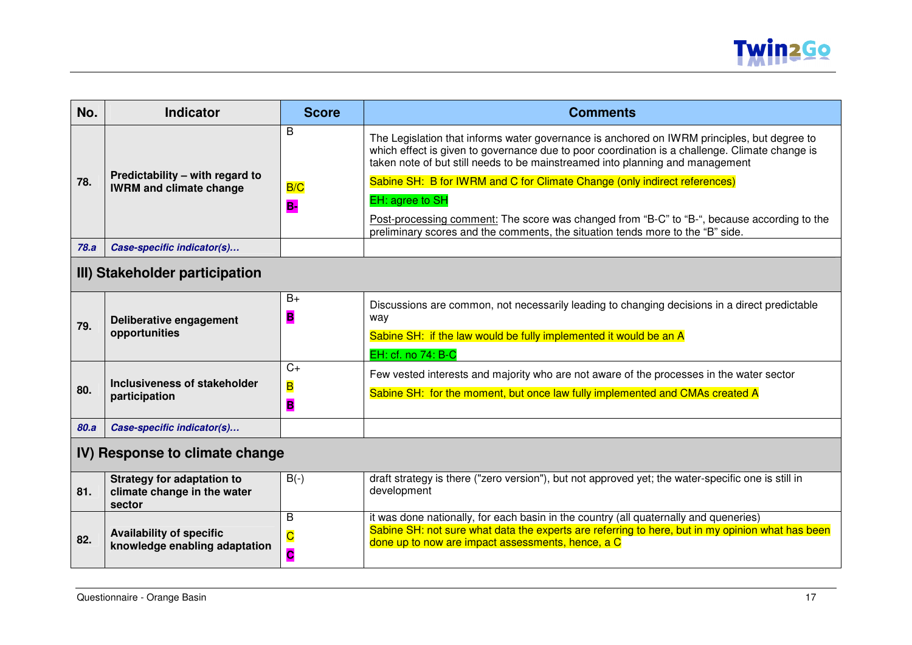| No. | Indicator | Score | Comments |
|---|---|---|---|
| 78. | **Predictability – with regard to IWRM and climate change** | B<br>B/C<br>**B-** | The Legislation that informs water governance is anchored on IWRM principles, but degree to which effect is given to governance due to poor coordination is a challenge. Climate change is taken note of but still needs to be mainstreamed into planning and management<br>Sabine SH: B for IWRM and C for Climate Change (only indirect references)<br>EH: agree to SH<br>Post-processing comment: The score was changed from "B-C" to "B-", because according to the preliminary scores and the comments, the situation tends more to the "B" side. |
| *78.a* | ***Case-specific indicator(s)…*** | | |
| **III) Stakeholder participation** | | | |
| 79. | **Deliberative engagement opportunities** | B+<br>**B** | Discussions are common, not necessarily leading to changing decisions in a direct predictable way<br>Sabine SH: if the law would be fully implemented it would be an A<br>EH: cf. no 74: B-C |
| 80. | **Inclusiveness of stakeholder participation** | C+<br>B<br>**B** | Few vested interests and majority who are not aware of the processes in the water sector<br>Sabine SH: for the moment, but once law fully implemented and CMAs created A |
| *80.a* | ***Case-specific indicator(s)…*** | | |
| **IV) Response to climate change** | | | |
| 81. | **Strategy for adaptation to climate change in the water sector** | B(-) | draft strategy is there ("zero version"), but not approved yet; the water-specific one is still in development |
| 82. | **Availability of specific knowledge enabling adaptation** | B<br>C<br>**C** | it was done nationally, for each basin in the country (all quaternally and queneries)<br>Sabine SH: not sure what data the experts are referring to here, but in my opinion what has been done up to now are impact assessments, hence, a C |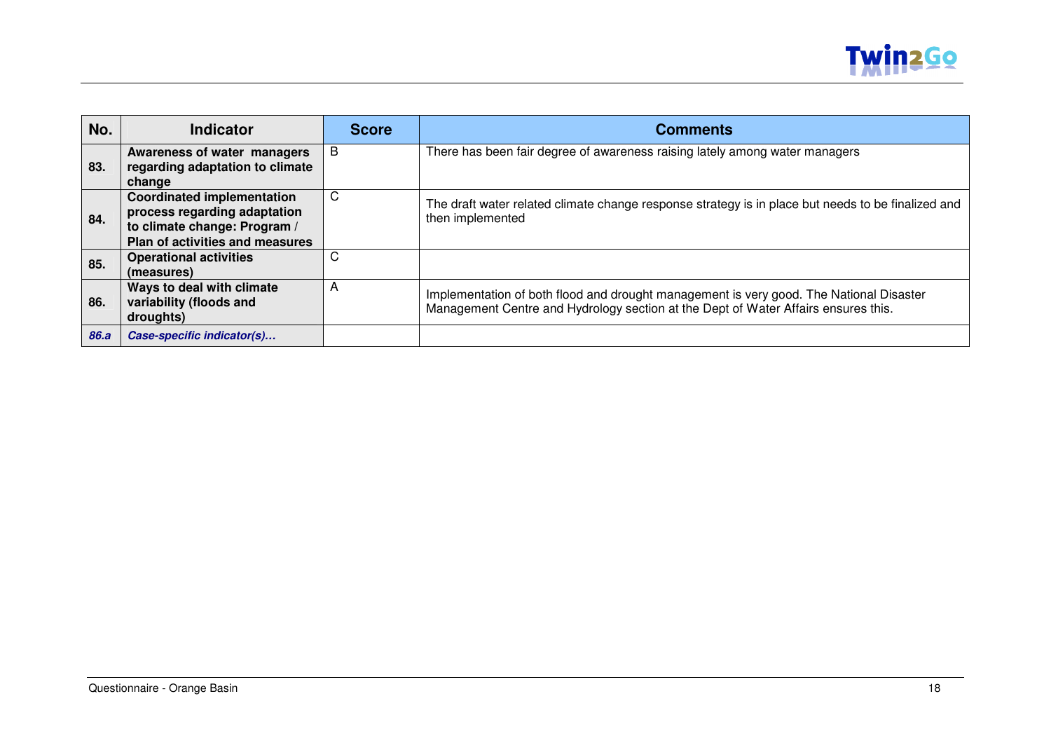| No. | Indicator | Score | Comments |
|---|---|---|---|
| **83.** | **Awareness of water managers regarding adaptation to climate change** | B | There has been fair degree of awareness raising lately among water managers |
| **84.** | **Coordinated implementation process regarding adaptation to climate change: Program / Plan of activities and measures** | C | The draft water related climate change response strategy is in place but needs to be finalized and then implemented |
| **85.** | **Operational activities (measures)** | C | |
| **86.** | **Ways to deal with climate variability (floods and droughts)** | A | Implementation of both flood and drought management is very good. The National Disaster Management Centre and Hydrology section at the Dept of Water Affairs ensures this. |
| ***86.a*** | ***Case-specific indicator(s)…*** | | |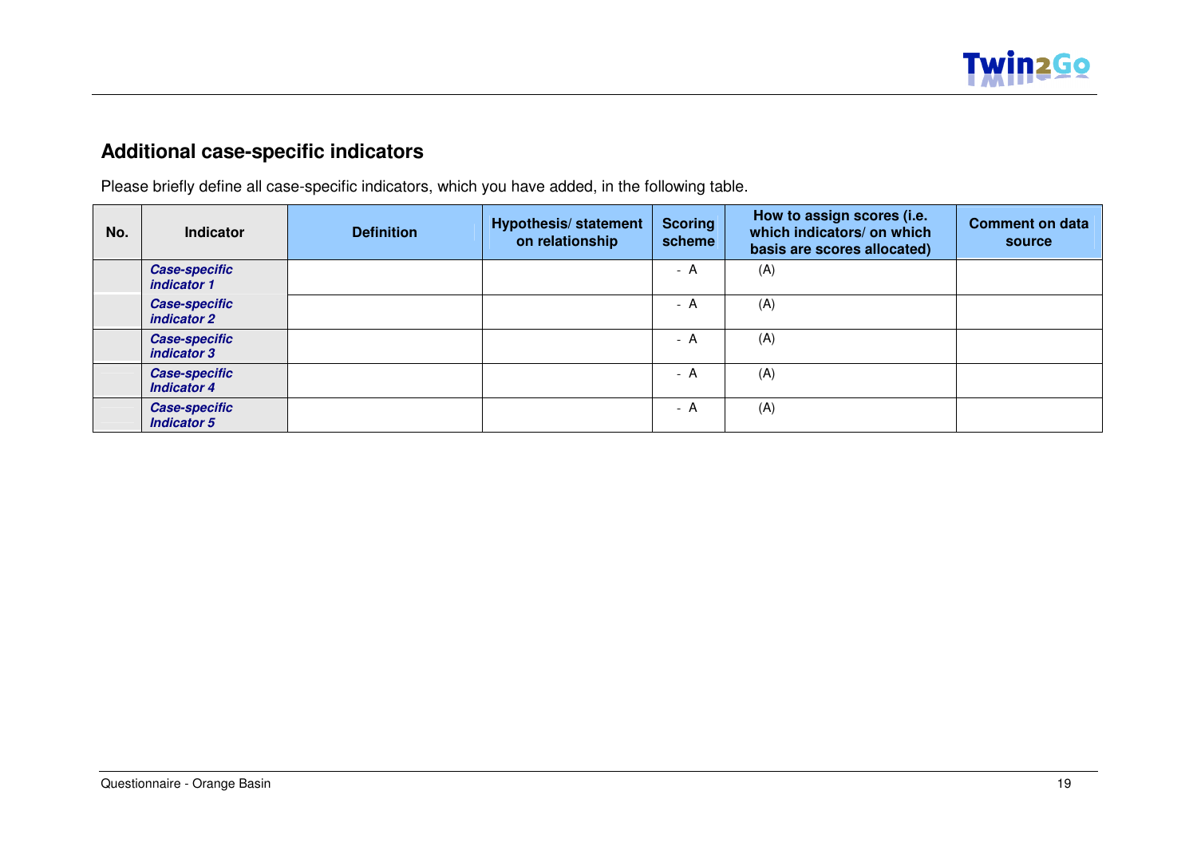## Additional case-specific indicators

Please briefly define all case-specific indicators, which you have added, in the following table.

| No. | Indicator | Definition | Hypothesis/ statement on relationship | Scoring scheme | How to assign scores (i.e. which indicators/ on which basis are scores allocated) | Comment on data source |
|---|---|---|---|---|---|---|
| | ***Case-specific indicator 1*** | | | - A | (A) | |
| | ***Case-specific indicator 2*** | | | - A | (A) | |
| | ***Case-specific indicator 3*** | | | - A | (A) | |
| | ***Case-specific Indicator 4*** | | | - A | (A) | |
| | ***Case-specific Indicator 5*** | | | - A | (A) | |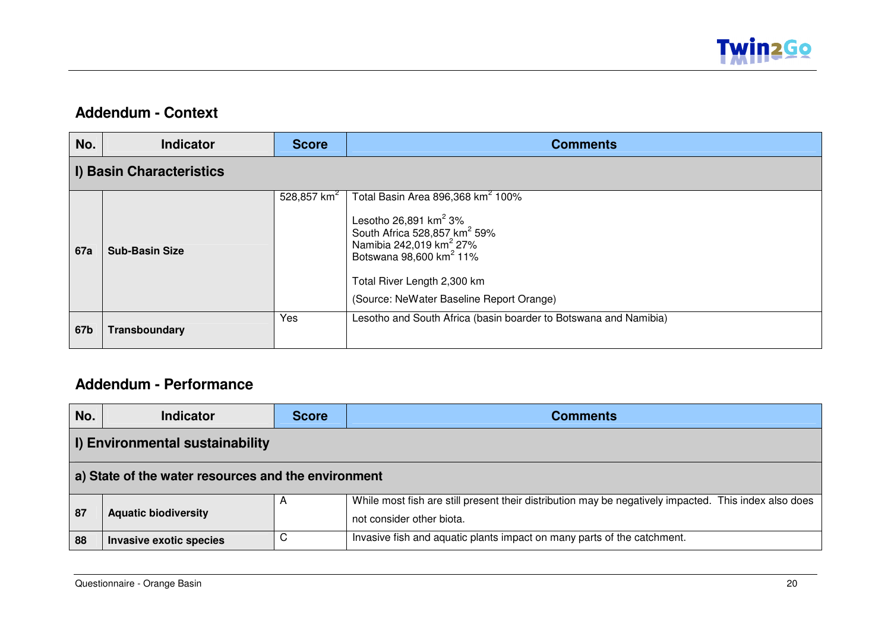## Addendum - Context

| No. | Indicator | Score | Comments |
|---|---|---|---|
| **I) Basin Characteristics** | | | |
| **67a** | **Sub-Basin Size** | 528,857 km$^2$ | Total Basin Area 896,368 km$^2$ 100%<br><br>Lesotho 26,891 km$^2$ 3%<br>South Africa 528,857 km$^2$ 59%<br>Namibia 242,019 km$^2$ 27%<br>Botswana 98,600 km$^2$ 11%<br><br>Total River Length 2,300 km<br><br>(Source: NeWater Baseline Report Orange) |
| **67b** | **Transboundary** | Yes | Lesotho and South Africa (basin boarder to Botswana and Namibia) |

## Addendum - Performance

| No. | Indicator | Score | Comments |
|---|---|---|---|
| **I) Environmental sustainability** | | | |
| **a) State of the water resources and the environment** | | | |
| **87** | **Aquatic biodiversity** | A | While most fish are still present their distribution may be negatively impacted. This index also does not consider other biota. |
| **88** | **Invasive exotic species** | C | Invasive fish and aquatic plants impact on many parts of the catchment. |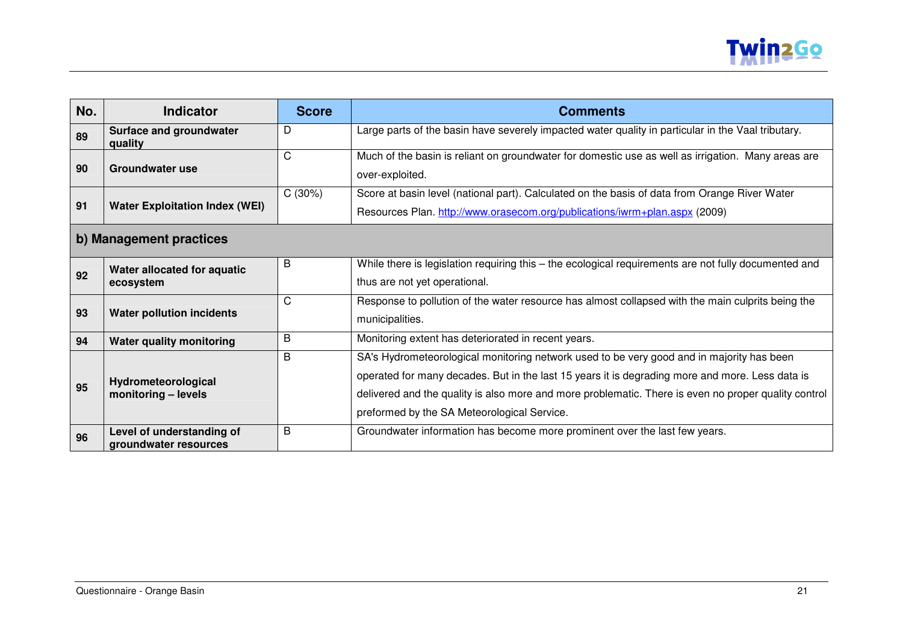| No. | Indicator | Score | Comments |
|---|---|---|---|
| 89 | **Surface and groundwater quality** | D | Large parts of the basin have severely impacted water quality in particular in the Vaal tributary. |
| 90 | **Groundwater use** | C | Much of the basin is reliant on groundwater for domestic use as well as irrigation. Many areas are over-exploited. |
| 91 | **Water Exploitation Index (WEI)** | C (30%) | Score at basin level (national part). Calculated on the basis of data from Orange River Water Resources Plan. [http://www.orasecom.org/publications/iwrm+plan.aspx](http://www.orasecom.org/publications/iwrm+plan.aspx) (2009) |
| **b) Management practices** | | | |
| 92 | **Water allocated for aquatic ecosystem** | B | While there is legislation requiring this – the ecological requirements are not fully documented and thus are not yet operational. |
| 93 | **Water pollution incidents** | C | Response to pollution of the water resource has almost collapsed with the main culprits being the municipalities. |
| 94 | **Water quality monitoring** | B | Monitoring extent has deteriorated in recent years. |
| 95 | **Hydrometeorological monitoring – levels** | B | SA's Hydrometeorological monitoring network used to be very good and in majority has been operated for many decades. But in the last 15 years it is degrading more and more. Less data is delivered and the quality is also more and more problematic. There is even no proper quality control preformed by the SA Meteorological Service. |
| 96 | **Level of understanding of groundwater resources** | B | Groundwater information has become more prominent over the last few years. |